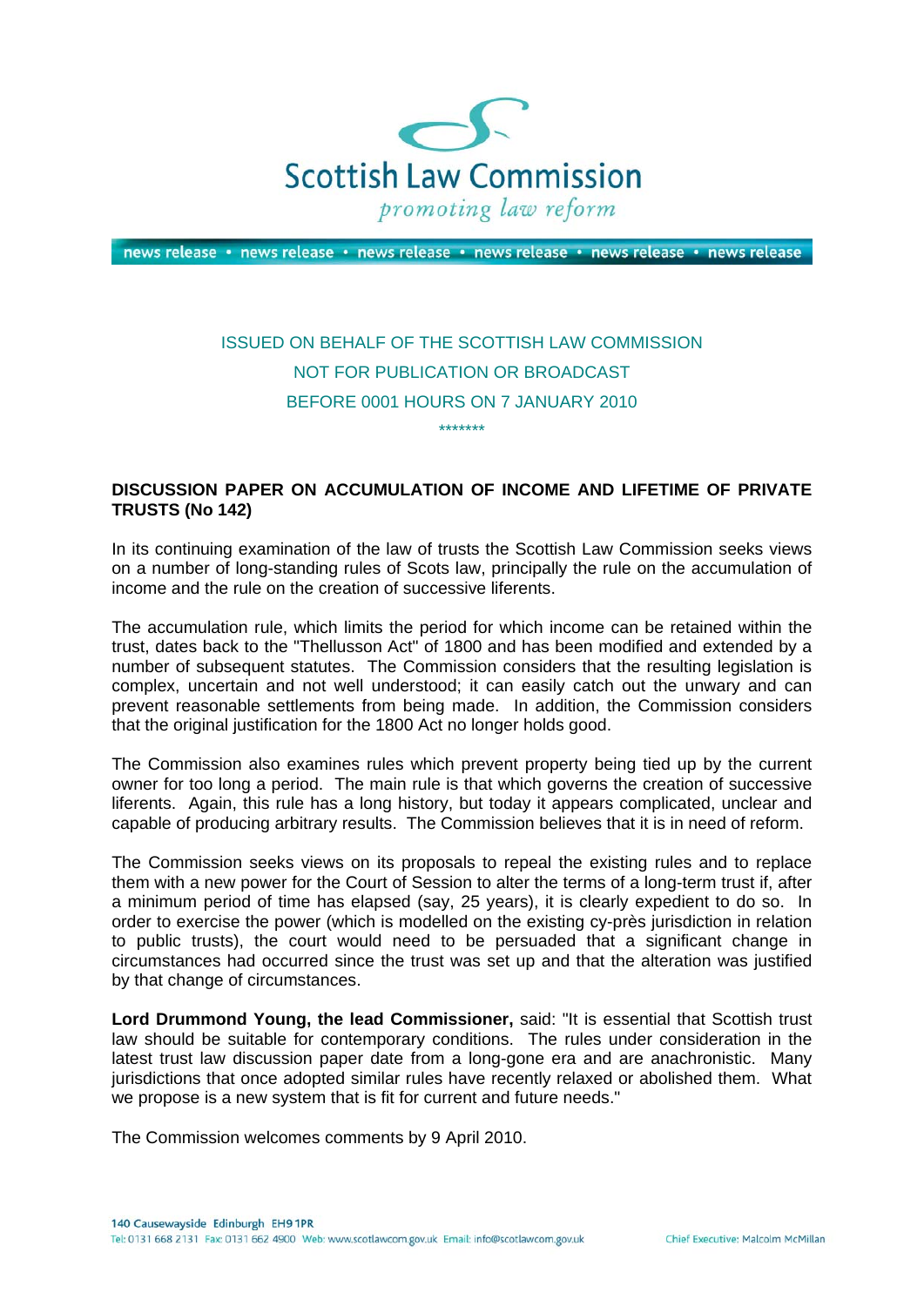# Scottish Law Commission

*promoting law reform*

news release • news release • news release • news release • news release • news release

ISSUED ON BEHALF OF THE SCOTTISH LAW COMMISSION

NOT FOR PUBLICATION OR BROADCAST

BEFORE 0001 HOURS ON 7 JANUARY 2010

*******

**DISCUSSION PAPER ON ACCUMULATION OF INCOME AND LIFETIME OF PRIVATE TRUSTS (No 142)**

In its continuing examination of the law of trusts the Scottish Law Commission seeks views on a number of long-standing rules of Scots law, principally the rule on the accumulation of income and the rule on the creation of successive liferents.

The accumulation rule, which limits the period for which income can be retained within the trust, dates back to the "Thellusson Act" of 1800 and has been modified and extended by a number of subsequent statutes. The Commission considers that the resulting legislation is complex, uncertain and not well understood; it can easily catch out the unwary and can prevent reasonable settlements from being made. In addition, the Commission considers that the original justification for the 1800 Act no longer holds good.

The Commission also examines rules which prevent property being tied up by the current owner for too long a period. The main rule is that which governs the creation of successive liferents. Again, this rule has a long history, but today it appears complicated, unclear and capable of producing arbitrary results. The Commission believes that it is in need of reform.

The Commission seeks views on its proposals to repeal the existing rules and to replace them with a new power for the Court of Session to alter the terms of a long-term trust if, after a minimum period of time has elapsed (say, 25 years), it is clearly expedient to do so. In order to exercise the power (which is modelled on the existing cy-près jurisdiction in relation to public trusts), the court would need to be persuaded that a significant change in circumstances had occurred since the trust was set up and that the alteration was justified by that change of circumstances.

**Lord Drummond Young, the lead Commissioner,** said: "It is essential that Scottish trust law should be suitable for contemporary conditions. The rules under consideration in the latest trust law discussion paper date from a long-gone era and are anachronistic. Many jurisdictions that once adopted similar rules have recently relaxed or abolished them. What we propose is a new system that is fit for current and future needs."

The Commission welcomes comments by 9 April 2010.

140 Causewayside Edinburgh EH9 1PR

Tel: 0131 668 2131 Fax: 0131 662 4900 Web: www.scotlawcom.gov.uk Email: info@scotlawcom.gov.uk

Chief Executive: Malcolm McMillan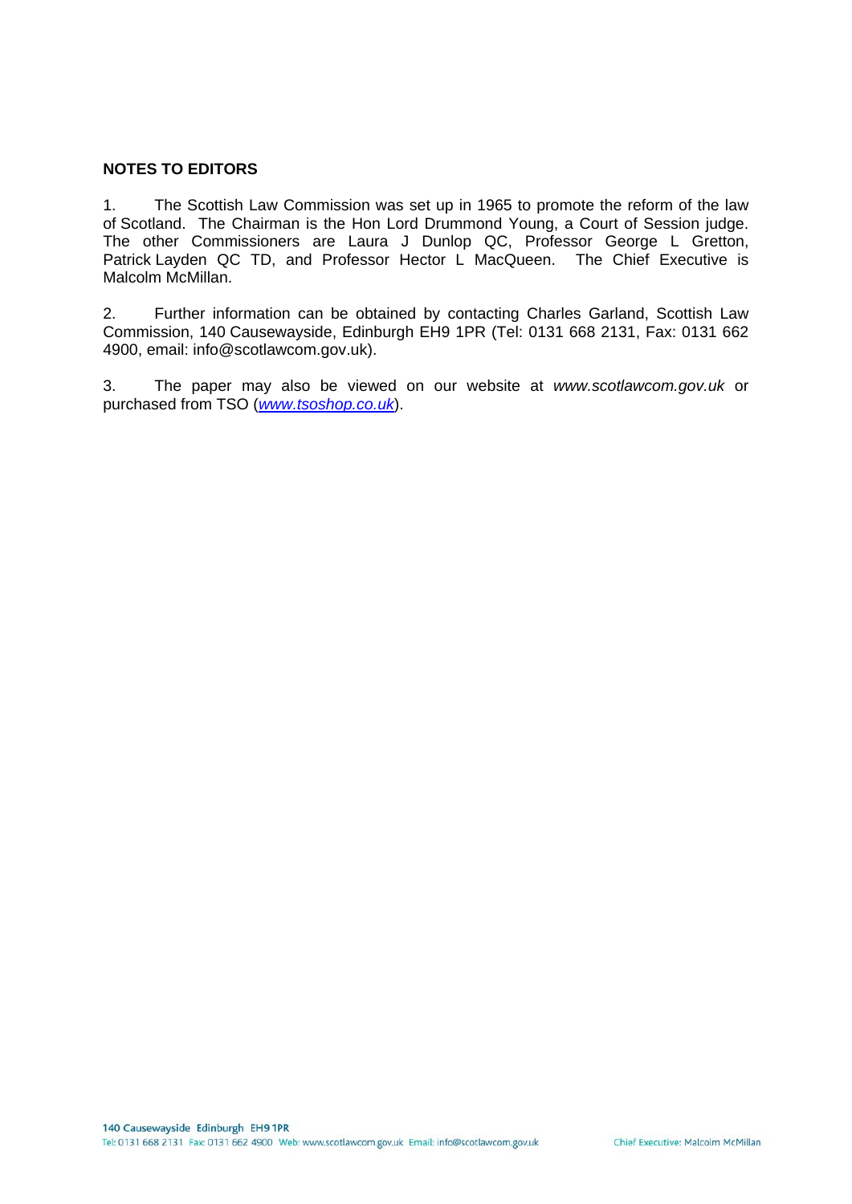**NOTES TO EDITORS**

1. The Scottish Law Commission was set up in 1965 to promote the reform of the law of Scotland. The Chairman is the Hon Lord Drummond Young, a Court of Session judge. The other Commissioners are Laura J Dunlop QC, Professor George L Gretton, Patrick Layden QC TD, and Professor Hector L MacQueen. The Chief Executive is Malcolm McMillan.

2. Further information can be obtained by contacting Charles Garland, Scottish Law Commission, 140 Causewayside, Edinburgh EH9 1PR (Tel: 0131 668 2131, Fax: 0131 662 4900, email: info@scotlawcom.gov.uk).

3. The paper may also be viewed on our website at *www.scotlawcom.gov.uk* or purchased from TSO (*www.tsoshop.co.uk*).